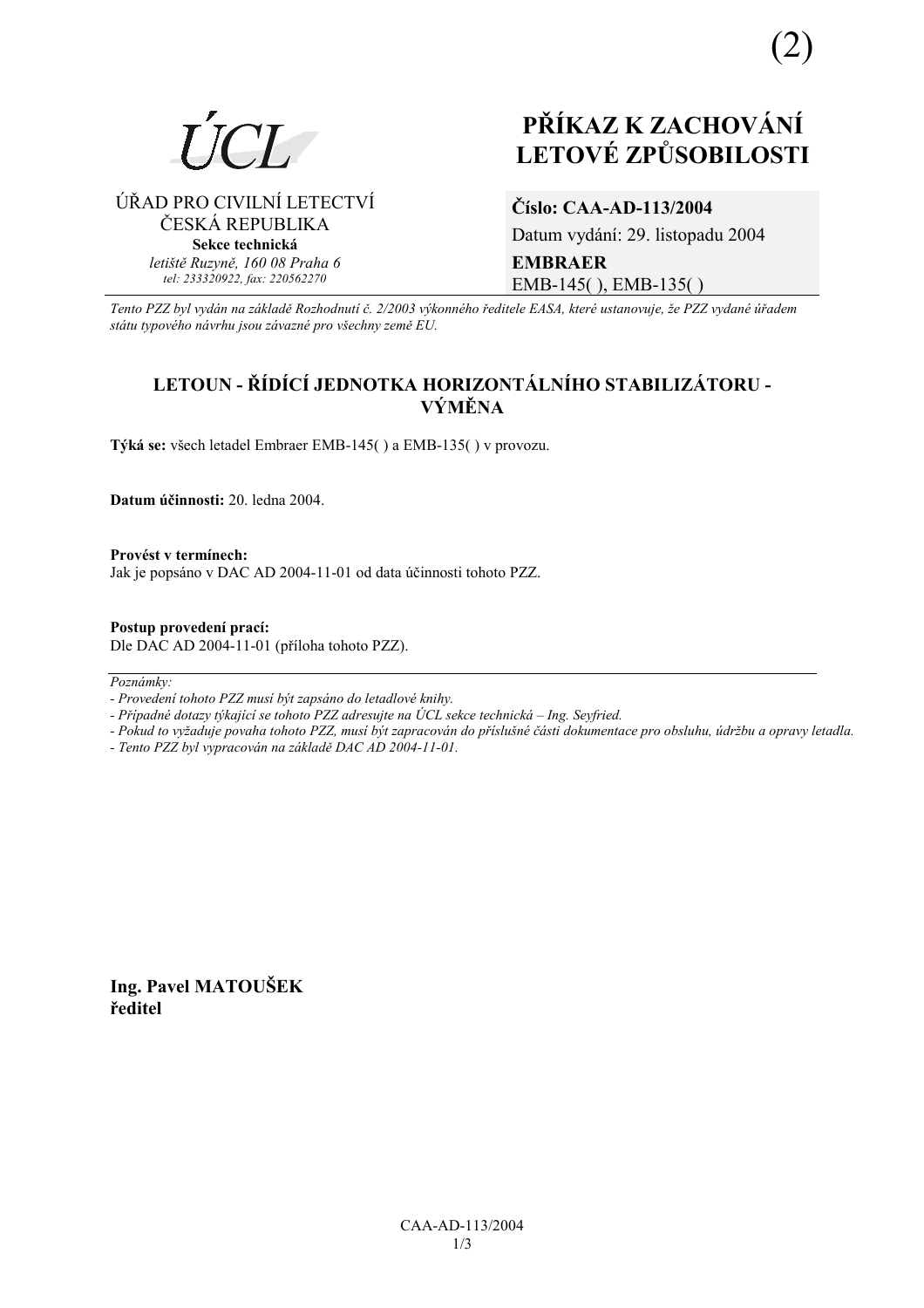(2)

ÚCL

ÚŘAD PRO CIVILNÍ LETECTVÍ
ČESKÁ REPUBLIKA
**Sekce technická**
*letiště Ruzyně, 160 08 Praha 6*
*tel: 233320922, fax: 220562270*

# PŘÍKAZ K ZACHOVÁNÍ LETOVÉ ZPŮSOBILOSTI

**Číslo: CAA-AD-113/2004**
Datum vydání: 29. listopadu 2004
**EMBRAER**
EMB-145( ), EMB-135( )

*Tento PZZ byl vydán na základě Rozhodnutí č. 2/2003 výkonného ředitele EASA, které ustanovuje, že PZZ vydané úřadem státu typového návrhu jsou závazné pro všechny země EU.*

## LETOUN - ŘÍDÍCÍ JEDNOTKA HORIZONTÁLNÍHO STABILIZÁTORU - VÝMĚNA

**Týká se:** všech letadel Embraer EMB-145( ) a EMB-135( ) v provozu.

**Datum účinnosti:** 20. ledna 2004.

**Provést v termínech:**
Jak je popsáno v DAC AD 2004-11-01 od data účinnosti tohoto PZZ.

**Postup provedení prací:**
Dle DAC AD 2004-11-01 (příloha tohoto PZZ).

---

*Poznámky:*
*- Provedení tohoto PZZ musí být zapsáno do letadlové knihy.*
*- Případné dotazy týkající se tohoto PZZ adresujte na ÚCL sekce technická – Ing. Seyfried.*
*- Pokud to vyžaduje povaha tohoto PZZ, musí být zapracován do příslušné části dokumentace pro obsluhu, údržbu a opravy letadla.*
*- Tento PZZ byl vypracován na základě DAC AD 2004-11-01.*

**Ing. Pavel MATOUŠEK**
**ředitel**

CAA-AD-113/2004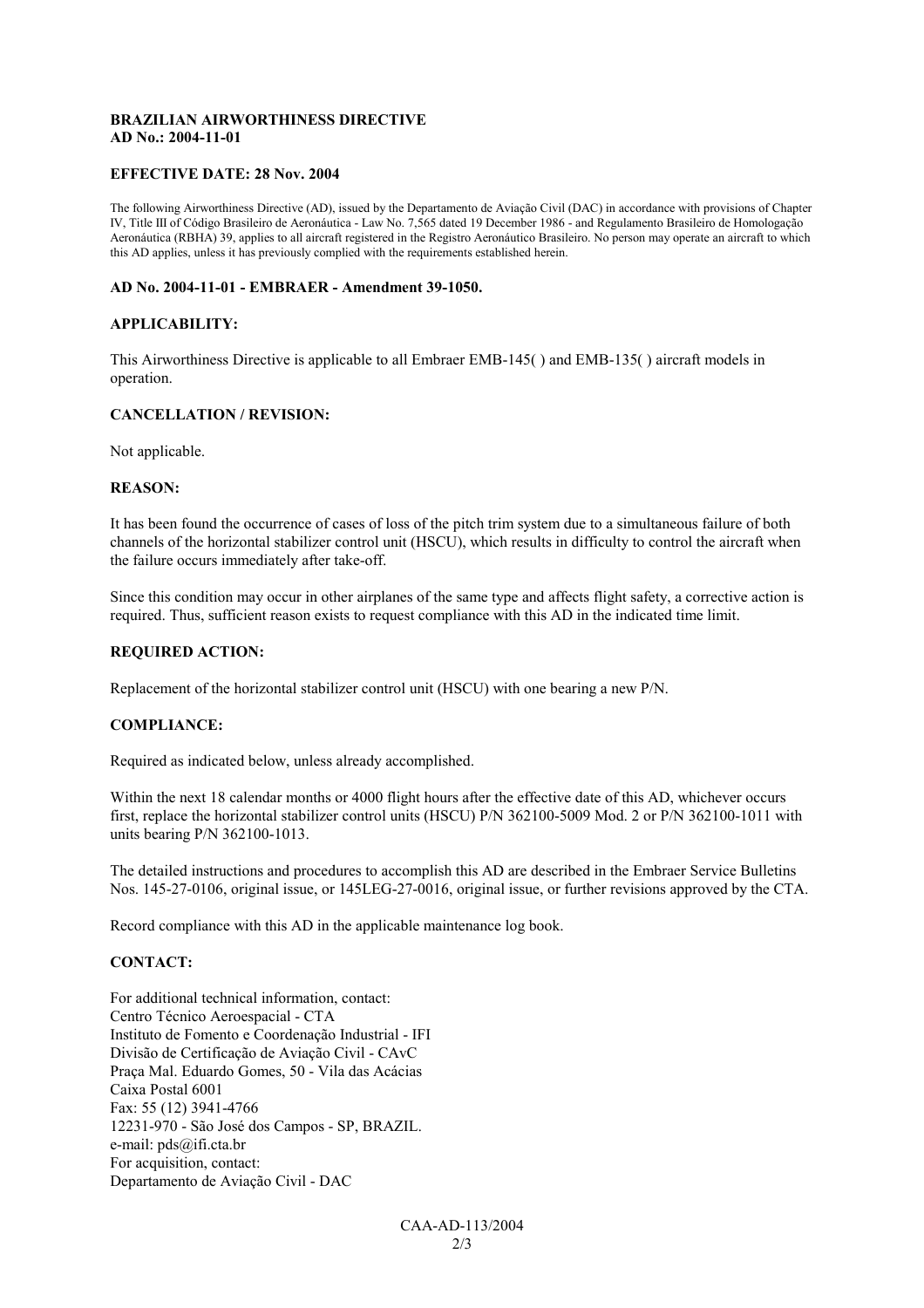**BRAZILIAN AIRWORTHINESS DIRECTIVE**
**AD No.: 2004-11-01**

**EFFECTIVE DATE: 28 Nov. 2004**

The following Airworthiness Directive (AD), issued by the Departamento de Aviação Civil (DAC) in accordance with provisions of Chapter IV, Title III of Código Brasileiro de Aeronáutica - Law No. 7,565 dated 19 December 1986 - and Regulamento Brasileiro de Homologação Aeronáutica (RBHA) 39, applies to all aircraft registered in the Registro Aeronáutico Brasileiro. No person may operate an aircraft to which this AD applies, unless it has previously complied with the requirements established herein.

**AD No. 2004-11-01 - EMBRAER - Amendment 39-1050.**

**APPLICABILITY:**

This Airworthiness Directive is applicable to all Embraer EMB-145( ) and EMB-135( ) aircraft models in operation.

**CANCELLATION / REVISION:**

Not applicable.

**REASON:**

It has been found the occurrence of cases of loss of the pitch trim system due to a simultaneous failure of both channels of the horizontal stabilizer control unit (HSCU), which results in difficulty to control the aircraft when the failure occurs immediately after take-off.

Since this condition may occur in other airplanes of the same type and affects flight safety, a corrective action is required. Thus, sufficient reason exists to request compliance with this AD in the indicated time limit.

**REQUIRED ACTION:**

Replacement of the horizontal stabilizer control unit (HSCU) with one bearing a new P/N.

**COMPLIANCE:**

Required as indicated below, unless already accomplished.

Within the next 18 calendar months or 4000 flight hours after the effective date of this AD, whichever occurs first, replace the horizontal stabilizer control units (HSCU) P/N 362100-5009 Mod. 2 or P/N 362100-1011 with units bearing P/N 362100-1013.

The detailed instructions and procedures to accomplish this AD are described in the Embraer Service Bulletins Nos. 145-27-0106, original issue, or 145LEG-27-0016, original issue, or further revisions approved by the CTA.

Record compliance with this AD in the applicable maintenance log book.

**CONTACT:**

For additional technical information, contact:
Centro Técnico Aeroespacial - CTA
Instituto de Fomento e Coordenação Industrial - IFI
Divisão de Certificação de Aviação Civil - CAvC
Praça Mal. Eduardo Gomes, 50 - Vila das Acácias
Caixa Postal 6001
Fax: 55 (12) 3941-4766
12231-970 - São José dos Campos - SP, BRAZIL.
e-mail: pds@ifi.cta.br
For acquisition, contact:
Departamento de Aviação Civil - DAC

CAA-AD-113/2004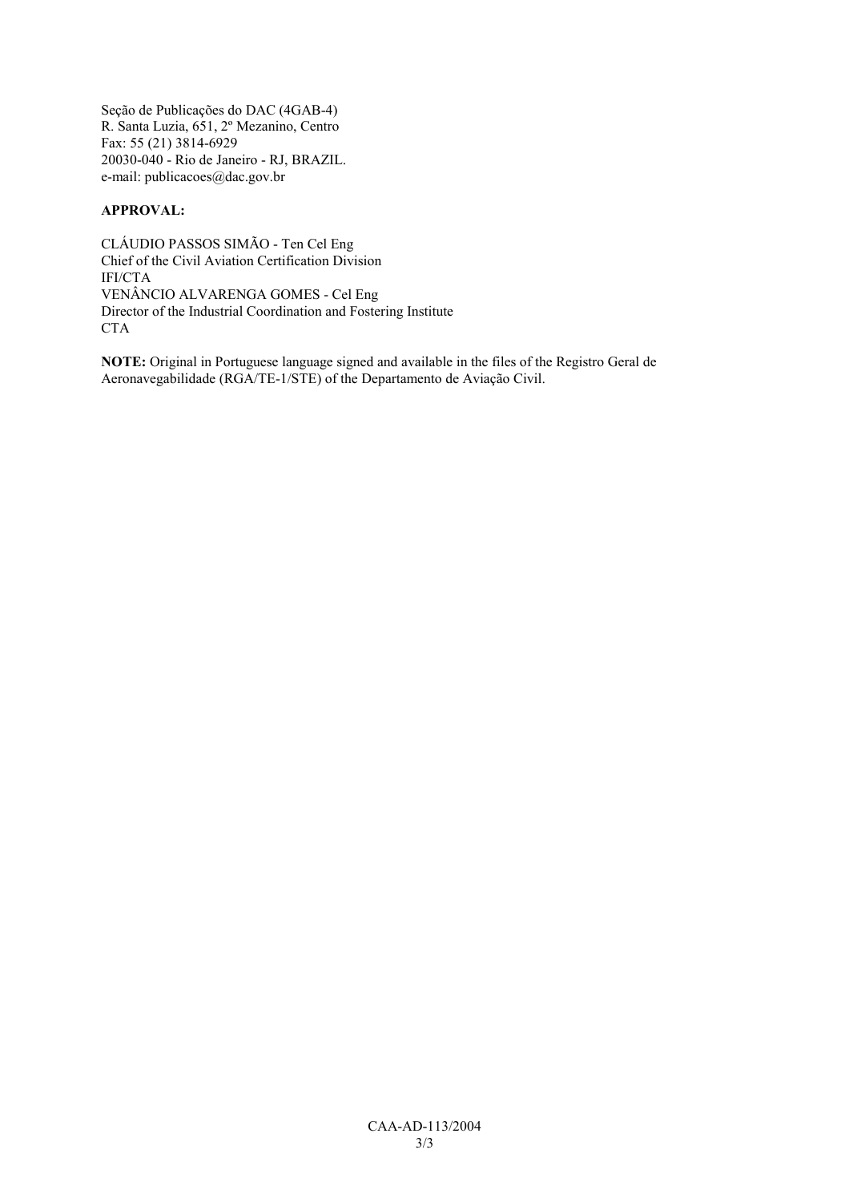Seção de Publicações do DAC (4GAB-4)
R. Santa Luzia, 651, 2º Mezanino, Centro
Fax: 55 (21) 3814-6929
20030-040 - Rio de Janeiro - RJ, BRAZIL.
e-mail: publicacoes@dac.gov.br

**APPROVAL:**

CLÁUDIO PASSOS SIMÃO - Ten Cel Eng
Chief of the Civil Aviation Certification Division
IFI/CTA
VENÂNCIO ALVARENGA GOMES - Cel Eng
Director of the Industrial Coordination and Fostering Institute
CTA

**NOTE:** Original in Portuguese language signed and available in the files of the Registro Geral de Aeronavegabilidade (RGA/TE-1/STE) of the Departamento de Aviação Civil.